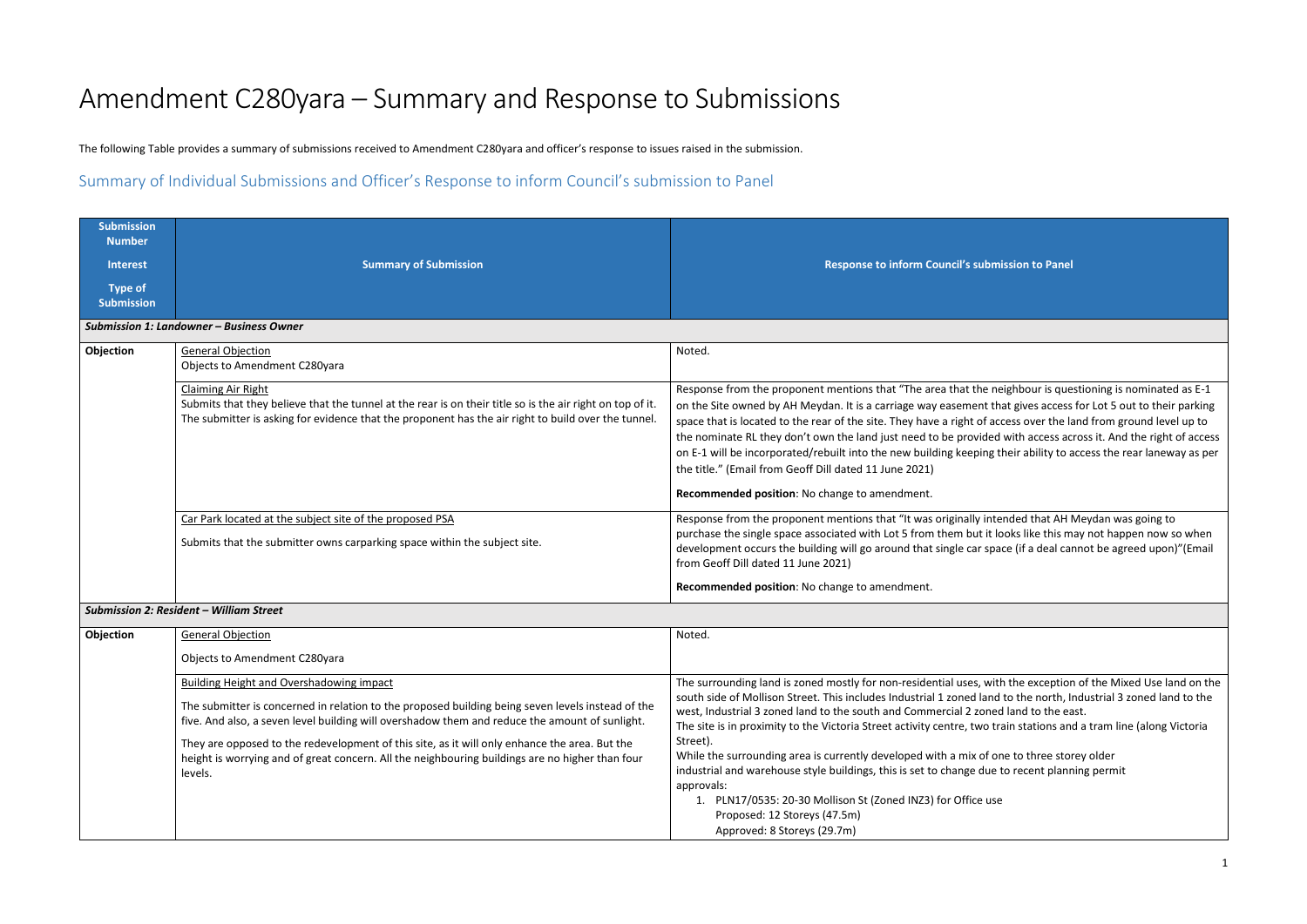# Amendment C280yara – Summary and Response to Submissions

The following Table provides a summary of submissions received to Amendment C280yara and officer's response to issues raised in the submission.

## Summary of Individual Submissions and Officer's Response to inform Council's submission to Panel

| Submission Number<br>Interest<br>Type of Submission | Summary of Submission | Response to inform Council's submission to Panel |
|---|---|---|
| ***Submission 1: Landowner – Business Owner*** | | |
| **Objection** | General Objection<br>Objects to Amendment C280yara | Noted. |
| | Claiming Air Right<br>Submits that they believe that the tunnel at the rear is on their title so is the air right on top of it. The submitter is asking for evidence that the proponent has the air right to build over the tunnel. | Response from the proponent mentions that "The area that the neighbour is questioning is nominated as E-1 on the Site owned by AH Meydan. It is a carriage way easement that gives access for Lot 5 out to their parking space that is located to the rear of the site. They have a right of access over the land from ground level up to the nominate RL they don't own the land just need to be provided with access across it. And the right of access on E-1 will be incorporated/rebuilt into the new building keeping their ability to access the rear laneway as per the title." (Email from Geoff Dill dated 11 June 2021)<br><br>**Recommended position**: No change to amendment. |
| | Car Park located at the subject site of the proposed PSA<br><br>Submits that the submitter owns carparking space within the subject site. | Response from the proponent mentions that "It was originally intended that AH Meydan was going to purchase the single space associated with Lot 5 from them but it looks like this may not happen now so when development occurs the building will go around that single car space (if a deal cannot be agreed upon)"(Email from Geoff Dill dated 11 June 2021)<br><br>**Recommended position**: No change to amendment. |
| ***Submission 2: Resident – William Street*** | | |
| **Objection** | General Objection<br><br>Objects to Amendment C280yara | Noted. |
| | Building Height and Overshadowing impact<br><br>The submitter is concerned in relation to the proposed building being seven levels instead of the five. And also, a seven level building will overshadow them and reduce the amount of sunlight.<br><br>They are opposed to the redevelopment of this site, as it will only enhance the area. But the height is worrying and of great concern. All the neighbouring buildings are no higher than four levels. | The surrounding land is zoned mostly for non-residential uses, with the exception of the Mixed Use land on the south side of Mollison Street. This includes Industrial 1 zoned land to the north, Industrial 3 zoned land to the west, Industrial 3 zoned land to the south and Commercial 2 zoned land to the east.<br>The site is in proximity to the Victoria Street activity centre, two train stations and a tram line (along Victoria Street).<br>While the surrounding area is currently developed with a mix of one to three storey older industrial and warehouse style buildings, this is set to change due to recent planning permit approvals:<br>1. PLN17/0535: 20-30 Mollison St (Zoned INZ3) for Office use<br>Proposed: 12 Storeys (47.5m)<br>Approved: 8 Storeys (29.7m) |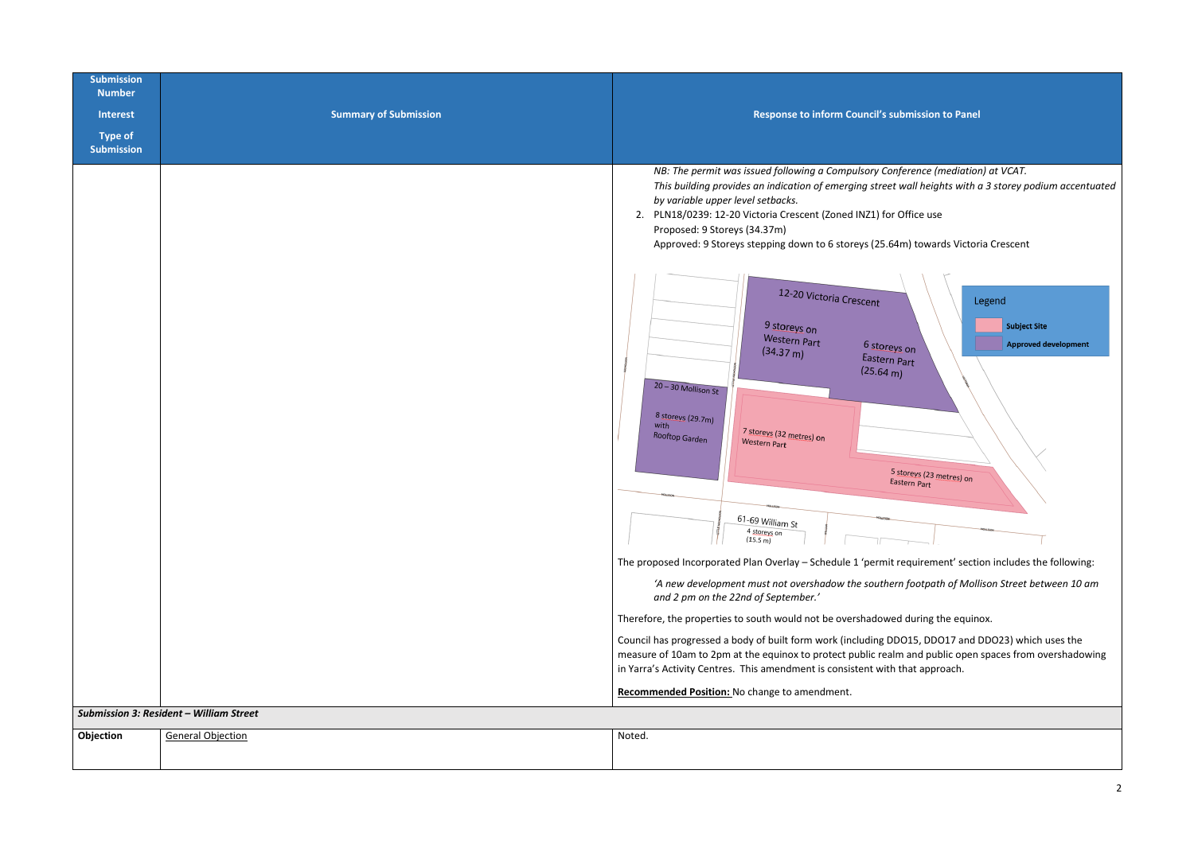| Submission Number<br>Interest<br>Type of Submission | Summary of Submission | Response to inform Council's submission to Panel |
|---|---|---|
| | | *NB: The permit was issued following a Compulsory Conference (mediation) at VCAT. This building provides an indication of emerging street wall heights with a 3 storey podium accentuated by variable upper level setbacks.*<br>2. PLN18/0239: 12-20 Victoria Crescent (Zoned INZ1) for Office use<br>Proposed: 9 Storeys (34.37m)<br>Approved: 9 Storeys stepping down to 6 storeys (25.64m) towards Victoria Crescent<br><br>Legend: Subject Site; Approved development<br>12-20 Victoria Crescent: 9 storeys on Western Part (34.37 m); 6 storeys on Eastern Part (25.64 m)<br>20 – 30 Mollison St: 8 storeys (29.7m) with Rooftop Garden<br>7 storeys (32 metres) on Western Part<br>5 storeys (23 metres) on Eastern Part<br>61-69 William St: 4 storeys on (15.5 m)<br><br>The proposed Incorporated Plan Overlay – Schedule 1 'permit requirement' section includes the following:<br>*'A new development must not overshadow the southern footpath of Mollison Street between 10 am and 2 pm on the 22nd of September.'*<br>Therefore, the properties to south would not be overshadowed during the equinox.<br>Council has progressed a body of built form work (including DDO15, DDO17 and DDO23) which uses the measure of 10am to 2pm at the equinox to protect public realm and public open spaces from overshadowing in Yarra's Activity Centres. This amendment is consistent with that approach.<br>**Recommended Position:** No change to amendment. |
| ***Submission 3: Resident – William Street*** | | |
| **Objection** | General Objection | Noted. |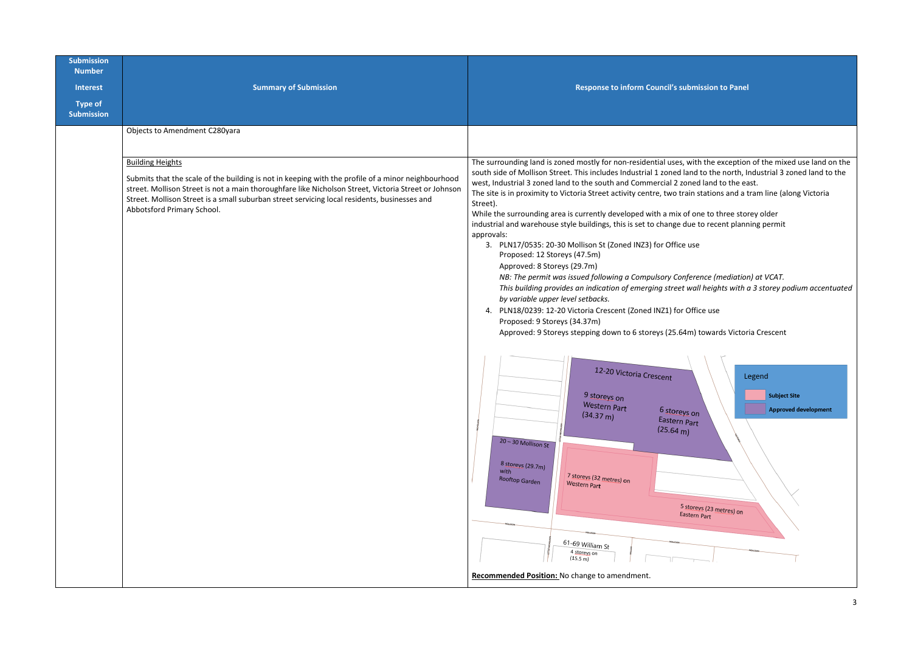| Submission Number<br><br>Interest<br><br>Type of Submission | Summary of Submission | Response to inform Council's submission to Panel |
|---|---|---|
| | Objects to Amendment C280yara | |
| | <u>Building Heights</u><br><br>Submits that the scale of the building is not in keeping with the profile of a minor neighbourhood street. Mollison Street is not a main thoroughfare like Nicholson Street, Victoria Street or Johnson Street. Mollison Street is a small suburban street servicing local residents, businesses and Abbotsford Primary School. | The surrounding land is zoned mostly for non-residential uses, with the exception of the mixed use land on the south side of Mollison Street. This includes Industrial 1 zoned land to the north, Industrial 3 zoned land to the west, Industrial 3 zoned land to the south and Commercial 2 zoned land to the east.<br>The site is in proximity to Victoria Street activity centre, two train stations and a tram line (along Victoria Street).<br>While the surrounding area is currently developed with a mix of one to three storey older industrial and warehouse style buildings, this is set to change due to recent planning permit approvals:<br>3. PLN17/0535: 20-30 Mollison St (Zoned INZ3) for Office use<br>Proposed: 12 Storeys (47.5m)<br>Approved: 8 Storeys (29.7m)<br>*NB: The permit was issued following a Compulsory Conference (mediation) at VCAT.*<br>*This building provides an indication of emerging street wall heights with a 3 storey podium accentuated by variable upper level setbacks.*<br>4. PLN18/0239: 12-20 Victoria Crescent (Zoned INZ1) for Office use<br>Proposed: 9 Storeys (34.37m)<br>Approved: 9 Storeys stepping down to 6 storeys (25.64m) towards Victoria Crescent<br><br>Legend: Subject Site; Approved development<br>12-20 Victoria Crescent: 9 storeys on Western Part (34.37 m); 6 storeys on Eastern Part (25.64 m)<br>20 – 30 Mollison St: 8 storeys (29.7m) with Rooftop Garden<br>7 storeys (32 metres) on Western Part<br>5 storeys (23 metres) on Eastern Part<br>61-69 William St: 4 storeys on (15.5 m)<br><br>**<u>Recommended Position:</u>** No change to amendment. |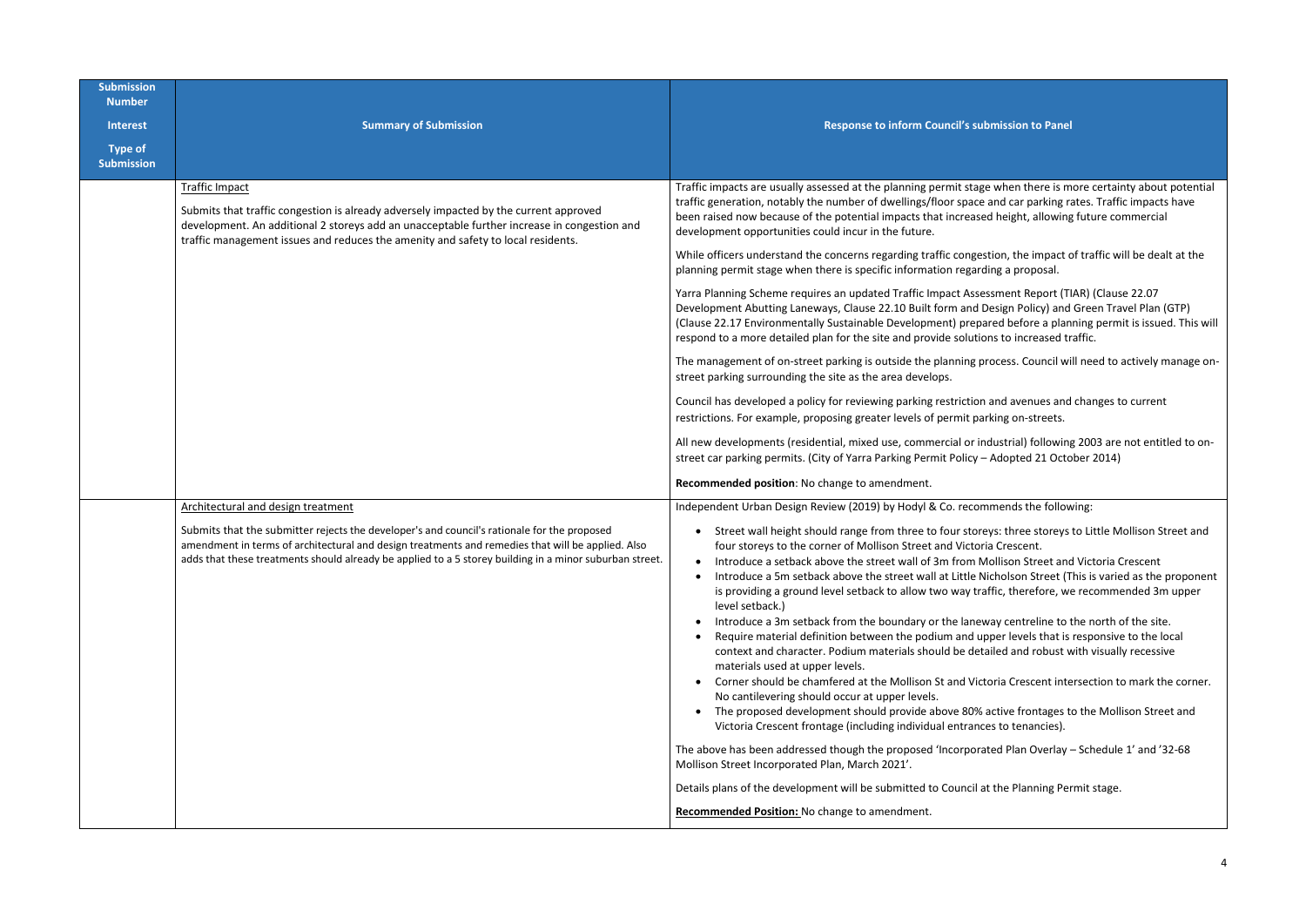| Submission Number<br><br>Interest<br><br>Type of Submission | Summary of Submission | Response to inform Council's submission to Panel |
|---|---|---|
| | Traffic Impact<br><br>Submits that traffic congestion is already adversely impacted by the current approved development. An additional 2 storeys add an unacceptable further increase in congestion and traffic management issues and reduces the amenity and safety to local residents. | Traffic impacts are usually assessed at the planning permit stage when there is more certainty about potential traffic generation, notably the number of dwellings/floor space and car parking rates. Traffic impacts have been raised now because of the potential impacts that increased height, allowing future commercial development opportunities could incur in the future.<br><br>While officers understand the concerns regarding traffic congestion, the impact of traffic will be dealt at the planning permit stage when there is specific information regarding a proposal.<br><br>Yarra Planning Scheme requires an updated Traffic Impact Assessment Report (TIAR) (Clause 22.07 Development Abutting Laneways, Clause 22.10 Built form and Design Policy) and Green Travel Plan (GTP) (Clause 22.17 Environmentally Sustainable Development) prepared before a planning permit is issued. This will respond to a more detailed plan for the site and provide solutions to increased traffic.<br><br>The management of on-street parking is outside the planning process. Council will need to actively manage on-street parking surrounding the site as the area develops.<br><br>Council has developed a policy for reviewing parking restriction and avenues and changes to current restrictions. For example, proposing greater levels of permit parking on-streets.<br><br>All new developments (residential, mixed use, commercial or industrial) following 2003 are not entitled to on-street car parking permits. (City of Yarra Parking Permit Policy – Adopted 21 October 2014)<br><br>**Recommended position**: No change to amendment. |
| | Architectural and design treatment<br><br>Submits that the submitter rejects the developer's and council's rationale for the proposed amendment in terms of architectural and design treatments and remedies that will be applied. Also adds that these treatments should already be applied to a 5 storey building in a minor suburban street. | Independent Urban Design Review (2019) by Hodyl & Co. recommends the following:<br><br>• Street wall height should range from three to four storeys: three storeys to Little Mollison Street and four storeys to the corner of Mollison Street and Victoria Crescent.<br>• Introduce a setback above the street wall of 3m from Mollison Street and Victoria Crescent<br>• Introduce a 5m setback above the street wall at Little Nicholson Street (This is varied as the proponent is providing a ground level setback to allow two way traffic, therefore, we recommended 3m upper level setback.)<br>• Introduce a 3m setback from the boundary or the laneway centreline to the north of the site.<br>• Require material definition between the podium and upper levels that is responsive to the local context and character. Podium materials should be detailed and robust with visually recessive materials used at upper levels.<br>• Corner should be chamfered at the Mollison St and Victoria Crescent intersection to mark the corner. No cantilevering should occur at upper levels.<br>• The proposed development should provide above 80% active frontages to the Mollison Street and Victoria Crescent frontage (including individual entrances to tenancies).<br><br>The above has been addressed though the proposed 'Incorporated Plan Overlay – Schedule 1' and '32-68 Mollison Street Incorporated Plan, March 2021'.<br><br>Details plans of the development will be submitted to Council at the Planning Permit stage.<br><br>**Recommended Position:** No change to amendment. |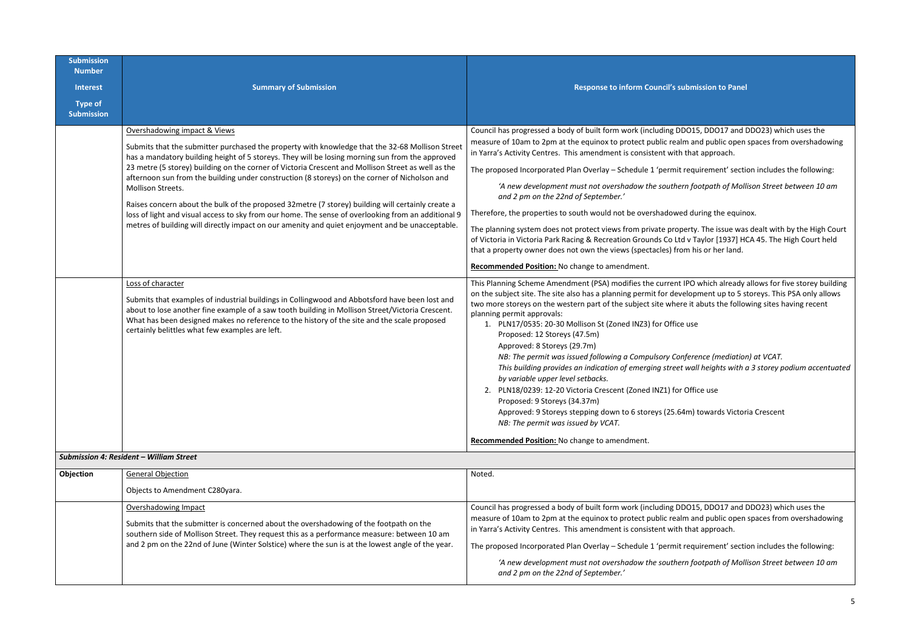| Submission Number<br>Interest<br>Type of Submission | Summary of Submission | Response to inform Council's submission to Panel |
|---|---|---|
| | Overshadowing impact & Views<br><br>Submits that the submitter purchased the property with knowledge that the 32-68 Mollison Street has a mandatory building height of 5 storeys. They will be losing morning sun from the approved 23 metre (5 storey) building on the corner of Victoria Crescent and Mollison Street as well as the afternoon sun from the building under construction (8 storeys) on the corner of Nicholson and Mollison Streets.<br><br>Raises concern about the bulk of the proposed 32metre (7 storey) building will certainly create a loss of light and visual access to sky from our home. The sense of overlooking from an additional 9 metres of building will directly impact on our amenity and quiet enjoyment and be unacceptable. | Council has progressed a body of built form work (including DDO15, DDO17 and DDO23) which uses the measure of 10am to 2pm at the equinox to protect public realm and public open spaces from overshadowing in Yarra's Activity Centres. This amendment is consistent with that approach.<br><br>The proposed Incorporated Plan Overlay – Schedule 1 'permit requirement' section includes the following:<br><br>*'A new development must not overshadow the southern footpath of Mollison Street between 10 am and 2 pm on the 22nd of September.'*<br><br>Therefore, the properties to south would not be overshadowed during the equinox.<br><br>The planning system does not protect views from private property. The issue was dealt with by the High Court of Victoria in Victoria Park Racing & Recreation Grounds Co Ltd v Taylor [1937] HCA 45. The High Court held that a property owner does not own the views (spectacles) from his or her land.<br><br>**Recommended Position:** No change to amendment. |
| | Loss of character<br><br>Submits that examples of industrial buildings in Collingwood and Abbotsford have been lost and about to lose another fine example of a saw tooth building in Mollison Street/Victoria Crescent. What has been designed makes no reference to the history of the site and the scale proposed certainly belittles what few examples are left. | This Planning Scheme Amendment (PSA) modifies the current IPO which already allows for five storey building on the subject site. The site also has a planning permit for development up to 5 storeys. This PSA only allows two more storeys on the western part of the subject site where it abuts the following sites having recent planning permit approvals:<br>1. PLN17/0535: 20-30 Mollison St (Zoned INZ3) for Office use<br>Proposed: 12 Storeys (47.5m)<br>Approved: 8 Storeys (29.7m)<br>*NB: The permit was issued following a Compulsory Conference (mediation) at VCAT. This building provides an indication of emerging street wall heights with a 3 storey podium accentuated by variable upper level setbacks.*<br>2. PLN18/0239: 12-20 Victoria Crescent (Zoned INZ1) for Office use<br>Proposed: 9 Storeys (34.37m)<br>Approved: 9 Storeys stepping down to 6 storeys (25.64m) towards Victoria Crescent<br>*NB: The permit was issued by VCAT.*<br><br>**Recommended Position:** No change to amendment. |
| ***Submission 4: Resident – William Street*** | | |
| **Objection** | General Objection<br><br>Objects to Amendment C280yara. | Noted. |
| | Overshadowing Impact<br><br>Submits that the submitter is concerned about the overshadowing of the footpath on the southern side of Mollison Street. They request this as a performance measure: between 10 am and 2 pm on the 22nd of June (Winter Solstice) where the sun is at the lowest angle of the year. | Council has progressed a body of built form work (including DDO15, DDO17 and DDO23) which uses the measure of 10am to 2pm at the equinox to protect public realm and public open spaces from overshadowing in Yarra's Activity Centres. This amendment is consistent with that approach.<br><br>The proposed Incorporated Plan Overlay – Schedule 1 'permit requirement' section includes the following:<br><br>*'A new development must not overshadow the southern footpath of Mollison Street between 10 am and 2 pm on the 22nd of September.'* |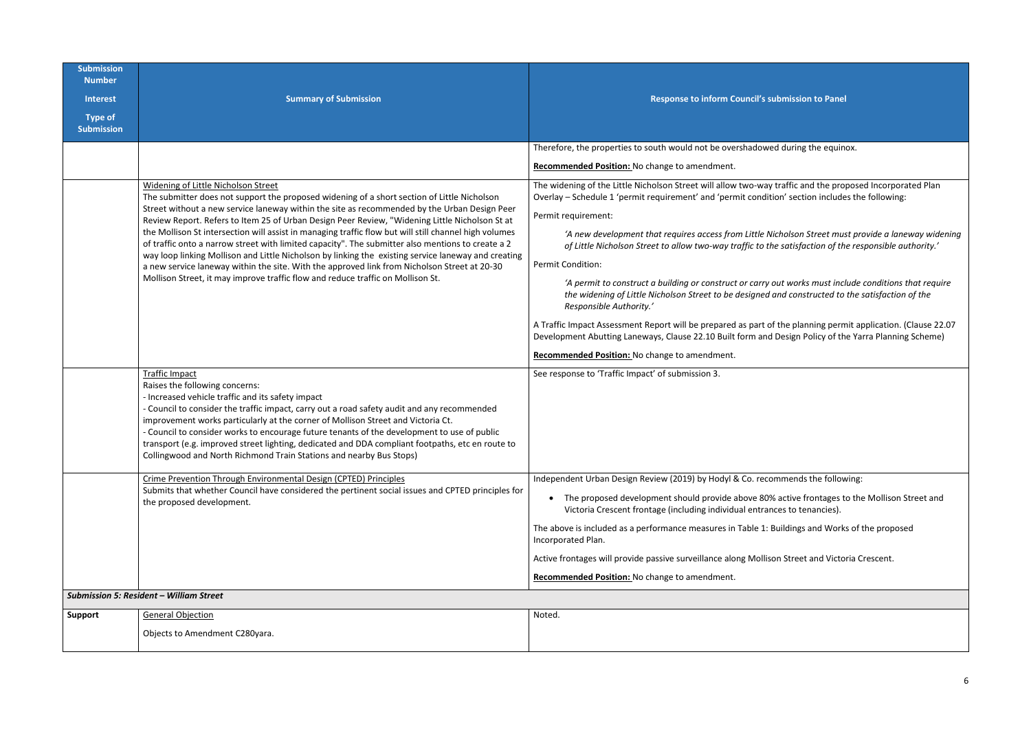| Submission Number<br>Interest<br>Type of Submission | Summary of Submission | Response to inform Council's submission to Panel |
|---|---|---|
| | | Therefore, the properties to south would not be overshadowed during the equinox.<br><br>**Recommended Position:** No change to amendment. |
| | Widening of Little Nicholson Street<br>The submitter does not support the proposed widening of a short section of Little Nicholson Street without a new service laneway within the site as recommended by the Urban Design Peer Review Report. Refers to Item 25 of Urban Design Peer Review, "Widening Little Nicholson St at the Mollison St intersection will assist in managing traffic flow but will still channel high volumes of traffic onto a narrow street with limited capacity". The submitter also mentions to create a 2 way loop linking Mollison and Little Nicholson by linking the existing service laneway and creating a new service laneway within the site. With the approved link from Nicholson Street at 20-30 Mollison Street, it may improve traffic flow and reduce traffic on Mollison St. | The widening of the Little Nicholson Street will allow two-way traffic and the proposed Incorporated Plan Overlay – Schedule 1 'permit requirement' and 'permit condition' section includes the following:<br><br>Permit requirement:<br><br>*'A new development that requires access from Little Nicholson Street must provide a laneway widening of Little Nicholson Street to allow two-way traffic to the satisfaction of the responsible authority.'*<br><br>Permit Condition:<br><br>*'A permit to construct a building or construct or carry out works must include conditions that require the widening of Little Nicholson Street to be designed and constructed to the satisfaction of the Responsible Authority.'*<br><br>A Traffic Impact Assessment Report will be prepared as part of the planning permit application. (Clause 22.07 Development Abutting Laneways, Clause 22.10 Built form and Design Policy of the Yarra Planning Scheme)<br><br>**Recommended Position:** No change to amendment. |
| | Traffic Impact<br>Raises the following concerns:<br>- Increased vehicle traffic and its safety impact<br>- Council to consider the traffic impact, carry out a road safety audit and any recommended improvement works particularly at the corner of Mollison Street and Victoria Ct.<br>- Council to consider works to encourage future tenants of the development to use of public transport (e.g. improved street lighting, dedicated and DDA compliant footpaths, etc en route to Collingwood and North Richmond Train Stations and nearby Bus Stops) | See response to 'Traffic Impact' of submission 3. |
| | Crime Prevention Through Environmental Design (CPTED) Principles<br>Submits that whether Council have considered the pertinent social issues and CPTED principles for the proposed development. | Independent Urban Design Review (2019) by Hodyl & Co. recommends the following:<br><br>• The proposed development should provide above 80% active frontages to the Mollison Street and Victoria Crescent frontage (including individual entrances to tenancies).<br><br>The above is included as a performance measures in Table 1: Buildings and Works of the proposed Incorporated Plan.<br><br>Active frontages will provide passive surveillance along Mollison Street and Victoria Crescent.<br><br>**Recommended Position:** No change to amendment. |
| ***Submission 5: Resident – William Street*** | | |
| **Support** | General Objection<br><br>Objects to Amendment C280yara. | Noted. |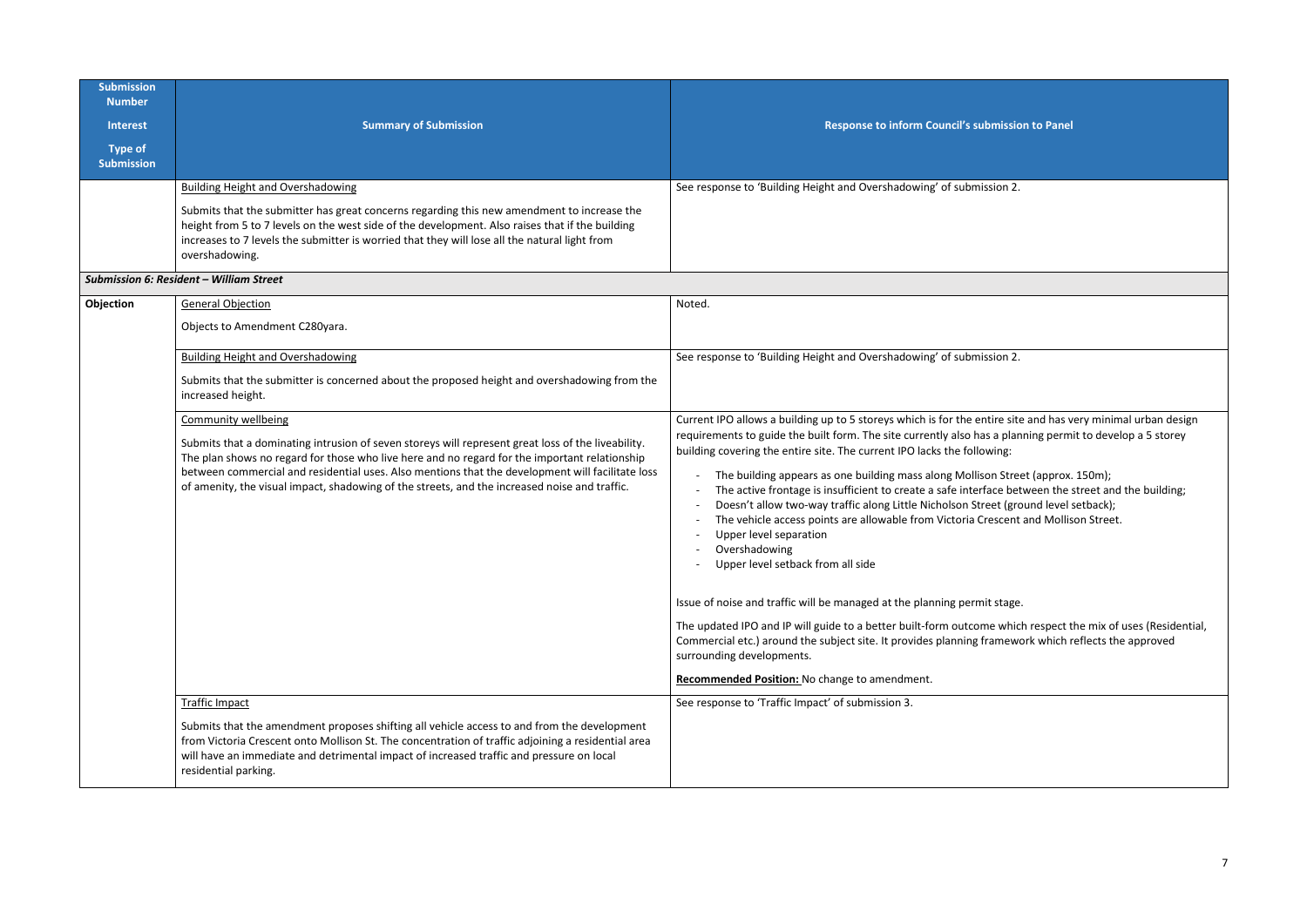| Submission Number<br>Interest<br>Type of Submission | Summary of Submission | Response to inform Council's submission to Panel |
|---|---|---|
| | Building Height and Overshadowing<br><br>Submits that the submitter has great concerns regarding this new amendment to increase the height from 5 to 7 levels on the west side of the development. Also raises that if the building increases to 7 levels the submitter is worried that they will lose all the natural light from overshadowing. | See response to 'Building Height and Overshadowing' of submission 2. |
| ***Submission 6: Resident – William Street*** | | |
| **Objection** | General Objection<br><br>Objects to Amendment C280yara. | Noted. |
| | Building Height and Overshadowing<br><br>Submits that the submitter is concerned about the proposed height and overshadowing from the increased height. | See response to 'Building Height and Overshadowing' of submission 2. |
| | Community wellbeing<br><br>Submits that a dominating intrusion of seven storeys will represent great loss of the liveability. The plan shows no regard for those who live here and no regard for the important relationship between commercial and residential uses. Also mentions that the development will facilitate loss of amenity, the visual impact, shadowing of the streets, and the increased noise and traffic. | Current IPO allows a building up to 5 storeys which is for the entire site and has very minimal urban design requirements to guide the built form. The site currently also has a planning permit to develop a 5 storey building covering the entire site. The current IPO lacks the following:<br><br>- The building appears as one building mass along Mollison Street (approx. 150m);<br>- The active frontage is insufficient to create a safe interface between the street and the building;<br>- Doesn't allow two-way traffic along Little Nicholson Street (ground level setback);<br>- The vehicle access points are allowable from Victoria Crescent and Mollison Street.<br>- Upper level separation<br>- Overshadowing<br>- Upper level setback from all side<br><br>Issue of noise and traffic will be managed at the planning permit stage.<br><br>The updated IPO and IP will guide to a better built-form outcome which respect the mix of uses (Residential, Commercial etc.) around the subject site. It provides planning framework which reflects the approved surrounding developments.<br><br>**Recommended Position:** No change to amendment. |
| | Traffic Impact<br><br>Submits that the amendment proposes shifting all vehicle access to and from the development from Victoria Crescent onto Mollison St. The concentration of traffic adjoining a residential area will have an immediate and detrimental impact of increased traffic and pressure on local residential parking. | See response to 'Traffic Impact' of submission 3. |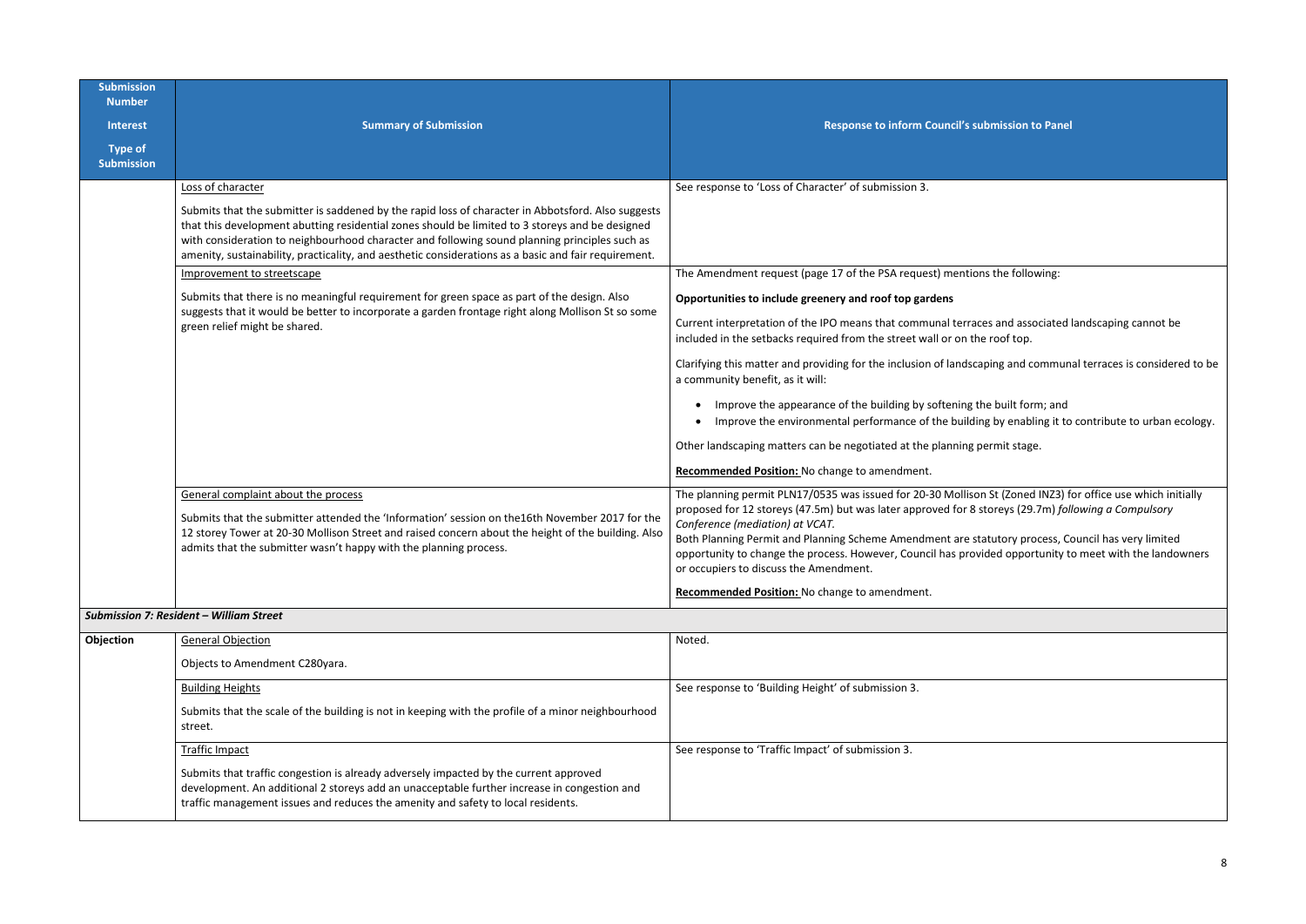| Submission Number<br>Interest<br>Type of Submission | Summary of Submission | Response to inform Council's submission to Panel |
|---|---|---|
| | Loss of character<br><br>Submits that the submitter is saddened by the rapid loss of character in Abbotsford. Also suggests that this development abutting residential zones should be limited to 3 storeys and be designed with consideration to neighbourhood character and following sound planning principles such as amenity, sustainability, practicality, and aesthetic considerations as a basic and fair requirement. | See response to 'Loss of Character' of submission 3. |
| | Improvement to streetscape<br><br>Submits that there is no meaningful requirement for green space as part of the design. Also suggests that it would be better to incorporate a garden frontage right along Mollison St so some green relief might be shared. | The Amendment request (page 17 of the PSA request) mentions the following:<br><br>**Opportunities to include greenery and roof top gardens**<br><br>Current interpretation of the IPO means that communal terraces and associated landscaping cannot be included in the setbacks required from the street wall or on the roof top.<br><br>Clarifying this matter and providing for the inclusion of landscaping and communal terraces is considered to be a community benefit, as it will:<br><br>• Improve the appearance of the building by softening the built form; and<br>• Improve the environmental performance of the building by enabling it to contribute to urban ecology.<br><br>Other landscaping matters can be negotiated at the planning permit stage.<br><br>**Recommended Position:** No change to amendment. |
| | General complaint about the process<br><br>Submits that the submitter attended the 'Information' session on the16th November 2017 for the 12 storey Tower at 20-30 Mollison Street and raised concern about the height of the building. Also admits that the submitter wasn't happy with the planning process. | The planning permit PLN17/0535 was issued for 20-30 Mollison St (Zoned INZ3) for office use which initially proposed for 12 storeys (47.5m) but was later approved for 8 storeys (29.7m) *following a Compulsory Conference (mediation) at VCAT.*<br>Both Planning Permit and Planning Scheme Amendment are statutory process, Council has very limited opportunity to change the process. However, Council has provided opportunity to meet with the landowners or occupiers to discuss the Amendment.<br><br>**Recommended Position:** No change to amendment. |
| ***Submission 7: Resident – William Street*** | | |
| **Objection** | General Objection<br><br>Objects to Amendment C280yara. | Noted. |
| | Building Heights<br><br>Submits that the scale of the building is not in keeping with the profile of a minor neighbourhood street. | See response to 'Building Height' of submission 3. |
| | Traffic Impact<br><br>Submits that traffic congestion is already adversely impacted by the current approved development. An additional 2 storeys add an unacceptable further increase in congestion and traffic management issues and reduces the amenity and safety to local residents. | See response to 'Traffic Impact' of submission 3. |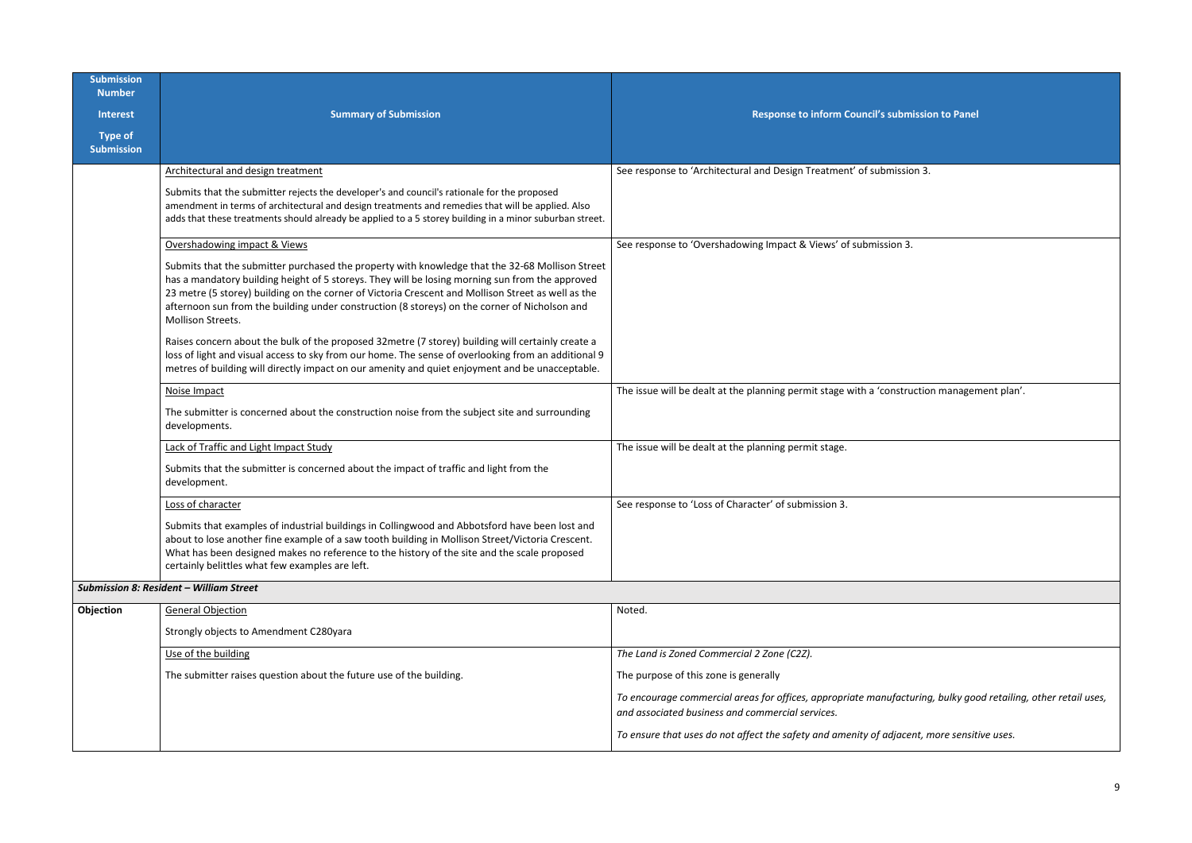| Submission Number<br>Interest<br>Type of Submission | Summary of Submission | Response to inform Council's submission to Panel |
|---|---|---|
| | <u>Architectural and design treatment</u><br><br>Submits that the submitter rejects the developer's and council's rationale for the proposed amendment in terms of architectural and design treatments and remedies that will be applied. Also adds that these treatments should already be applied to a 5 storey building in a minor suburban street. | See response to 'Architectural and Design Treatment' of submission 3. |
| | <u>Overshadowing impact & Views</u><br><br>Submits that the submitter purchased the property with knowledge that the 32-68 Mollison Street has a mandatory building height of 5 storeys. They will be losing morning sun from the approved 23 metre (5 storey) building on the corner of Victoria Crescent and Mollison Street as well as the afternoon sun from the building under construction (8 storeys) on the corner of Nicholson and Mollison Streets.<br><br>Raises concern about the bulk of the proposed 32metre (7 storey) building will certainly create a loss of light and visual access to sky from our home. The sense of overlooking from an additional 9 metres of building will directly impact on our amenity and quiet enjoyment and be unacceptable. | See response to 'Overshadowing Impact & Views' of submission 3. |
| | <u>Noise Impact</u><br><br>The submitter is concerned about the construction noise from the subject site and surrounding developments. | The issue will be dealt at the planning permit stage with a 'construction management plan'. |
| | <u>Lack of Traffic and Light Impact Study</u><br><br>Submits that the submitter is concerned about the impact of traffic and light from the development. | The issue will be dealt at the planning permit stage. |
| | <u>Loss of character</u><br><br>Submits that examples of industrial buildings in Collingwood and Abbotsford have been lost and about to lose another fine example of a saw tooth building in Mollison Street/Victoria Crescent. What has been designed makes no reference to the history of the site and the scale proposed certainly belittles what few examples are left. | See response to 'Loss of Character' of submission 3. |
| ***Submission 8: Resident – William Street*** | | |
| **Objection** | <u>General Objection</u><br><br>Strongly objects to Amendment C280yara | Noted. |
| | <u>Use of the building</u><br><br>The submitter raises question about the future use of the building. | *The Land is Zoned Commercial 2 Zone (C2Z).*<br><br>The purpose of this zone is generally<br><br>*To encourage commercial areas for offices, appropriate manufacturing, bulky good retailing, other retail uses, and associated business and commercial services.*<br><br>*To ensure that uses do not affect the safety and amenity of adjacent, more sensitive uses.* |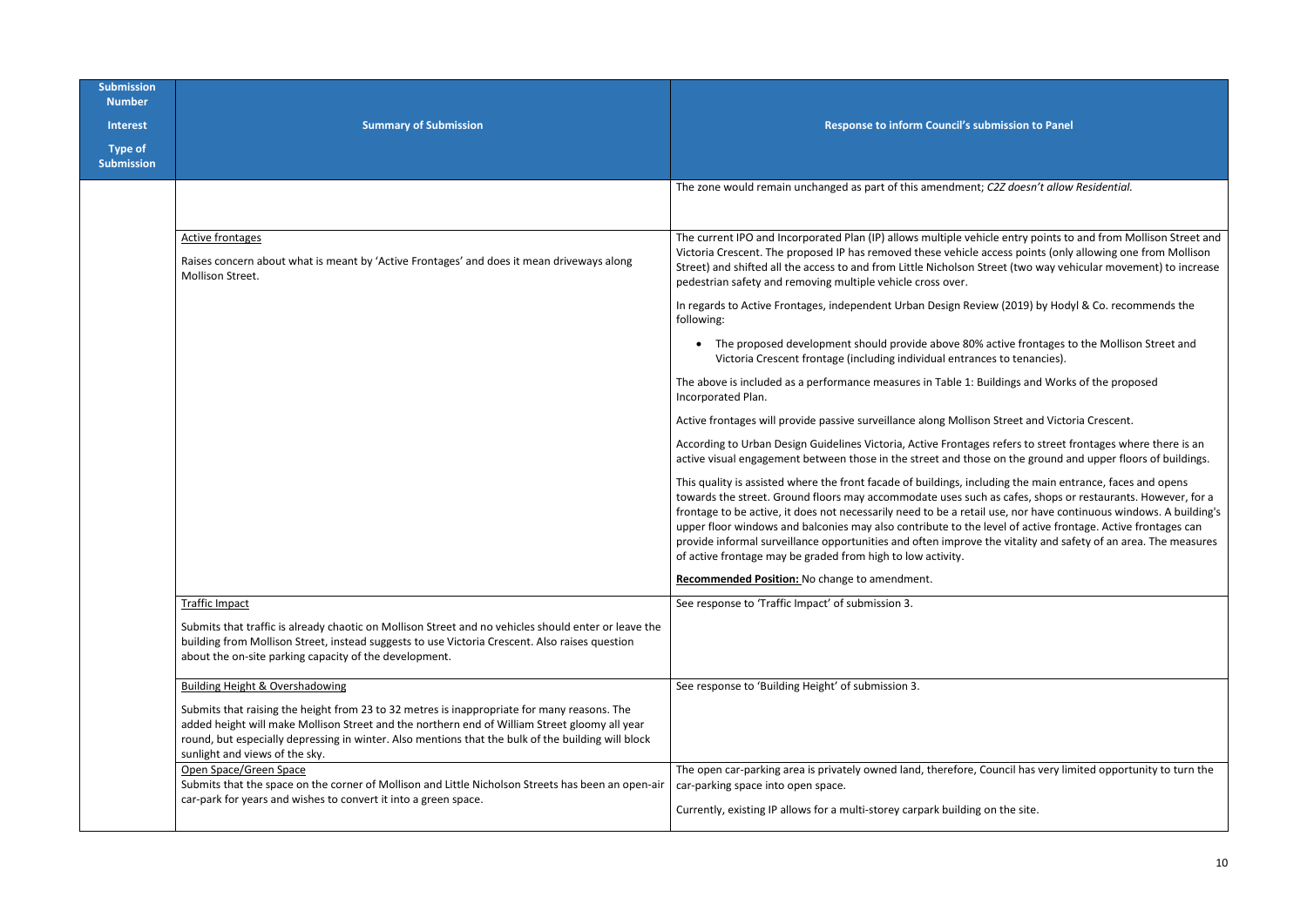| Submission Number<br><br>Interest<br><br>Type of Submission | Summary of Submission | Response to inform Council's submission to Panel |
|---|---|---|
| | | The zone would remain unchanged as part of this amendment; *C2Z doesn't allow Residential.* |
| | <u>Active frontages</u><br><br>Raises concern about what is meant by 'Active Frontages' and does it mean driveways along Mollison Street. | The current IPO and Incorporated Plan (IP) allows multiple vehicle entry points to and from Mollison Street and Victoria Crescent. The proposed IP has removed these vehicle access points (only allowing one from Mollison Street) and shifted all the access to and from Little Nicholson Street (two way vehicular movement) to increase pedestrian safety and removing multiple vehicle cross over.<br><br>In regards to Active Frontages, independent Urban Design Review (2019) by Hodyl & Co. recommends the following:<br><br>• The proposed development should provide above 80% active frontages to the Mollison Street and Victoria Crescent frontage (including individual entrances to tenancies).<br><br>The above is included as a performance measures in Table 1: Buildings and Works of the proposed Incorporated Plan.<br><br>Active frontages will provide passive surveillance along Mollison Street and Victoria Crescent.<br><br>According to Urban Design Guidelines Victoria, Active Frontages refers to street frontages where there is an active visual engagement between those in the street and those on the ground and upper floors of buildings.<br><br>This quality is assisted where the front facade of buildings, including the main entrance, faces and opens towards the street. Ground floors may accommodate uses such as cafes, shops or restaurants. However, for a frontage to be active, it does not necessarily need to be a retail use, nor have continuous windows. A building's upper floor windows and balconies may also contribute to the level of active frontage. Active frontages can provide informal surveillance opportunities and often improve the vitality and safety of an area. The measures of active frontage may be graded from high to low activity.<br><br>**<u>Recommended Position:</u>** No change to amendment. |
| | <u>Traffic Impact</u><br><br>Submits that traffic is already chaotic on Mollison Street and no vehicles should enter or leave the building from Mollison Street, instead suggests to use Victoria Crescent. Also raises question about the on-site parking capacity of the development. | See response to 'Traffic Impact' of submission 3. |
| | <u>Building Height & Overshadowing</u><br><br>Submits that raising the height from 23 to 32 metres is inappropriate for many reasons. The added height will make Mollison Street and the northern end of William Street gloomy all year round, but especially depressing in winter. Also mentions that the bulk of the building will block sunlight and views of the sky. | See response to 'Building Height' of submission 3. |
| | <u>Open Space/Green Space</u><br><br>Submits that the space on the corner of Mollison and Little Nicholson Streets has been an open-air car-park for years and wishes to convert it into a green space. | The open car-parking area is privately owned land, therefore, Council has very limited opportunity to turn the car-parking space into open space.<br><br>Currently, existing IP allows for a multi-storey carpark building on the site. |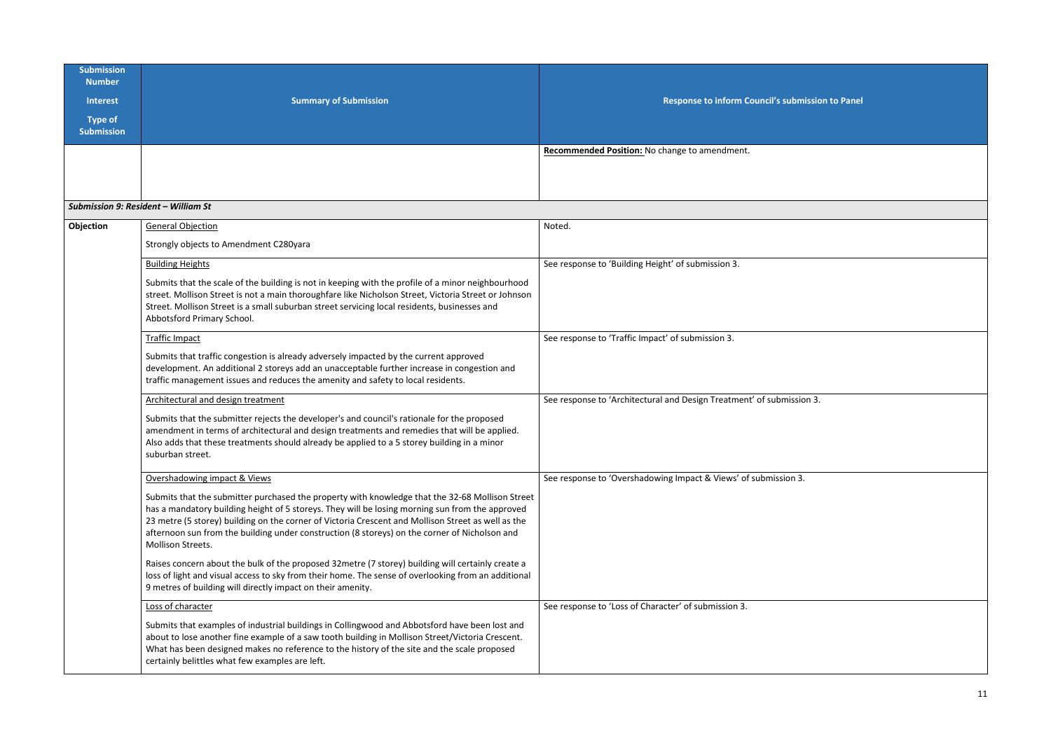| Submission Number<br>Interest<br>Type of Submission | Summary of Submission | Response to inform Council's submission to Panel |
|---|---|---|
| | | **Recommended Position:** No change to amendment. |
| ***Submission 9: Resident – William St*** | | |
| **Objection** | General Objection<br><br>Strongly objects to Amendment C280yara | Noted. |
| | Building Heights<br><br>Submits that the scale of the building is not in keeping with the profile of a minor neighbourhood street. Mollison Street is not a main thoroughfare like Nicholson Street, Victoria Street or Johnson Street. Mollison Street is a small suburban street servicing local residents, businesses and Abbotsford Primary School. | See response to 'Building Height' of submission 3. |
| | Traffic Impact<br><br>Submits that traffic congestion is already adversely impacted by the current approved development. An additional 2 storeys add an unacceptable further increase in congestion and traffic management issues and reduces the amenity and safety to local residents. | See response to 'Traffic Impact' of submission 3. |
| | Architectural and design treatment<br><br>Submits that the submitter rejects the developer's and council's rationale for the proposed amendment in terms of architectural and design treatments and remedies that will be applied. Also adds that these treatments should already be applied to a 5 storey building in a minor suburban street. | See response to 'Architectural and Design Treatment' of submission 3. |
| | Overshadowing impact & Views<br><br>Submits that the submitter purchased the property with knowledge that the 32-68 Mollison Street has a mandatory building height of 5 storeys. They will be losing morning sun from the approved 23 metre (5 storey) building on the corner of Victoria Crescent and Mollison Street as well as the afternoon sun from the building under construction (8 storeys) on the corner of Nicholson and Mollison Streets.<br><br>Raises concern about the bulk of the proposed 32metre (7 storey) building will certainly create a loss of light and visual access to sky from their home. The sense of overlooking from an additional 9 metres of building will directly impact on their amenity. | See response to 'Overshadowing Impact & Views' of submission 3. |
| | Loss of character<br><br>Submits that examples of industrial buildings in Collingwood and Abbotsford have been lost and about to lose another fine example of a saw tooth building in Mollison Street/Victoria Crescent. What has been designed makes no reference to the history of the site and the scale proposed certainly belittles what few examples are left. | See response to 'Loss of Character' of submission 3. |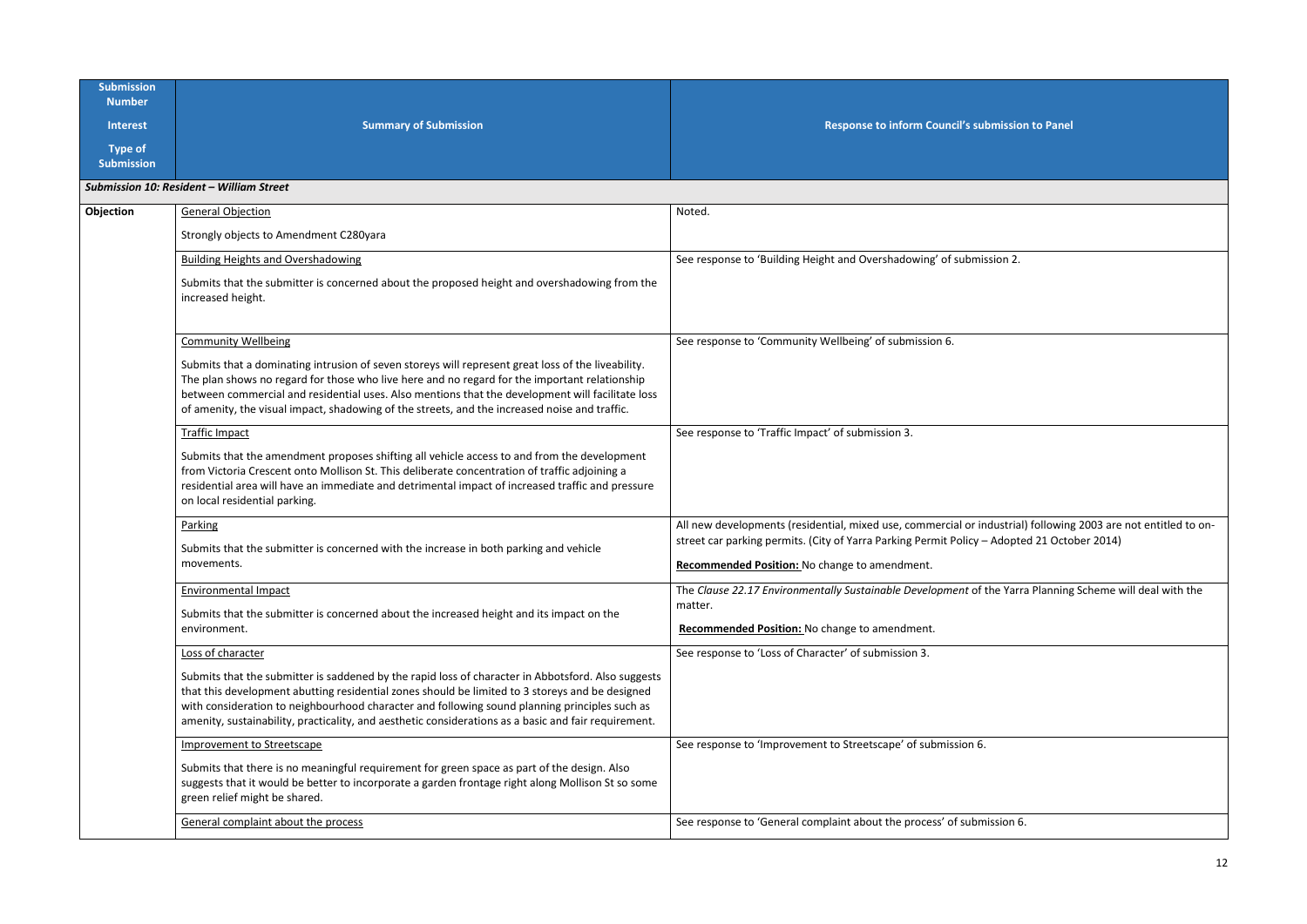| Submission Number<br>Interest<br>Type of Submission | Summary of Submission | Response to inform Council's submission to Panel |
|---|---|---|
| ***Submission 10: Resident – William Street*** | | |
| **Objection** | General Objection<br><br>Strongly objects to Amendment C280yara | Noted. |
| | Building Heights and Overshadowing<br><br>Submits that the submitter is concerned about the proposed height and overshadowing from the increased height. | See response to 'Building Height and Overshadowing' of submission 2. |
| | Community Wellbeing<br><br>Submits that a dominating intrusion of seven storeys will represent great loss of the liveability. The plan shows no regard for those who live here and no regard for the important relationship between commercial and residential uses. Also mentions that the development will facilitate loss of amenity, the visual impact, shadowing of the streets, and the increased noise and traffic. | See response to 'Community Wellbeing' of submission 6. |
| | Traffic Impact<br><br>Submits that the amendment proposes shifting all vehicle access to and from the development from Victoria Crescent onto Mollison St. This deliberate concentration of traffic adjoining a residential area will have an immediate and detrimental impact of increased traffic and pressure on local residential parking. | See response to 'Traffic Impact' of submission 3. |
| | Parking<br><br>Submits that the submitter is concerned with the increase in both parking and vehicle movements. | All new developments (residential, mixed use, commercial or industrial) following 2003 are not entitled to on-street car parking permits. (City of Yarra Parking Permit Policy – Adopted 21 October 2014)<br><br>**Recommended Position:** No change to amendment. |
| | Environmental Impact<br><br>Submits that the submitter is concerned about the increased height and its impact on the environment. | The *Clause 22.17 Environmentally Sustainable Development* of the Yarra Planning Scheme will deal with the matter.<br><br>**Recommended Position:** No change to amendment. |
| | Loss of character<br><br>Submits that the submitter is saddened by the rapid loss of character in Abbotsford. Also suggests that this development abutting residential zones should be limited to 3 storeys and be designed with consideration to neighbourhood character and following sound planning principles such as amenity, sustainability, practicality, and aesthetic considerations as a basic and fair requirement. | See response to 'Loss of Character' of submission 3. |
| | Improvement to Streetscape<br><br>Submits that there is no meaningful requirement for green space as part of the design. Also suggests that it would be better to incorporate a garden frontage right along Mollison St so some green relief might be shared. | See response to 'Improvement to Streetscape' of submission 6. |
| | General complaint about the process | See response to 'General complaint about the process' of submission 6. |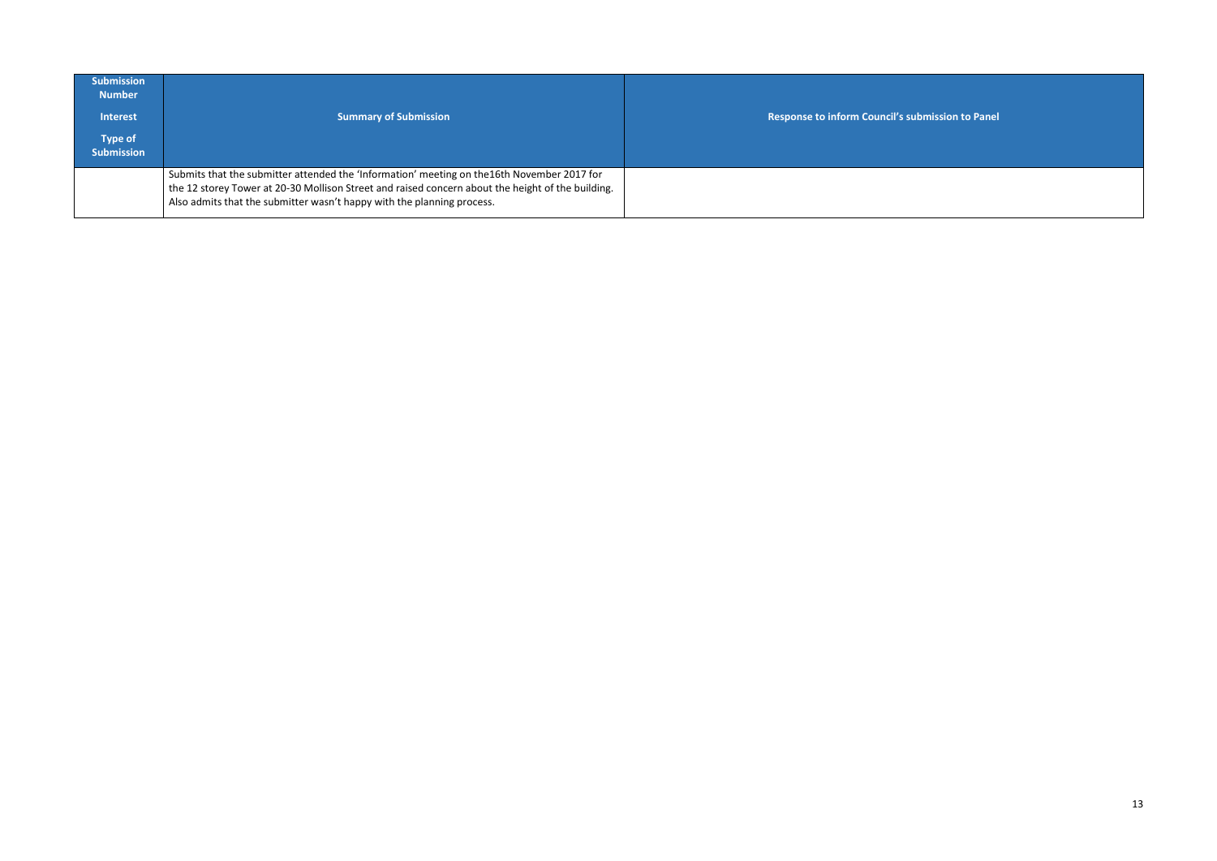| Submission Number<br><br>Interest<br><br>Type of Submission | Summary of Submission | Response to inform Council's submission to Panel |
|---|---|---|
| | Submits that the submitter attended the 'Information' meeting on the16th November 2017 for the 12 storey Tower at 20-30 Mollison Street and raised concern about the height of the building. Also admits that the submitter wasn't happy with the planning process. | |